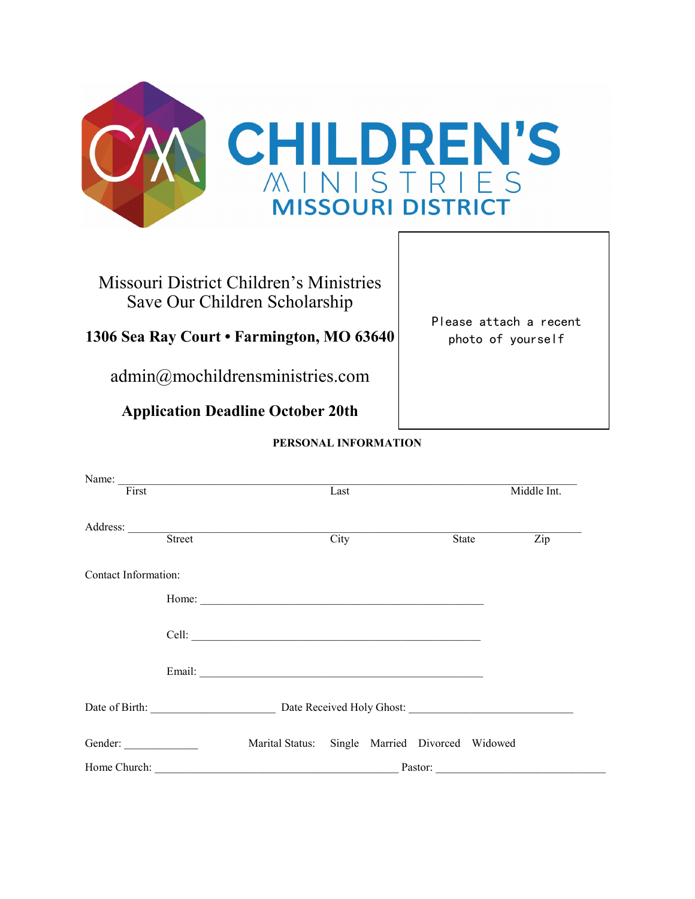# CHILDREN'S MINISTRIES
## MISSOURI DISTRICT

Missouri District Children's Ministries
Save Our Children Scholarship

**1306 Sea Ray Court • Farmington, MO 63640**

admin@mochildrensministries.com

**Application Deadline October 20th**

Please attach a recent photo of yourself

**PERSONAL INFORMATION**

Name: ______________________________________________________________________
First                                        Last                                        Middle Int.

Address: ____________________________________________________________________
Street                                        City                                        State                Zip

Contact Information:

Home: ______________________________________________

Cell: ______________________________________________

Email: ______________________________________________

Date of Birth: ____________________  Date Received Holy Ghost: __________________________

Gender: ____________          Marital Status:   Single   Married   Divorced   Widowed

Home Church: ______________________________________ Pastor: ____________________________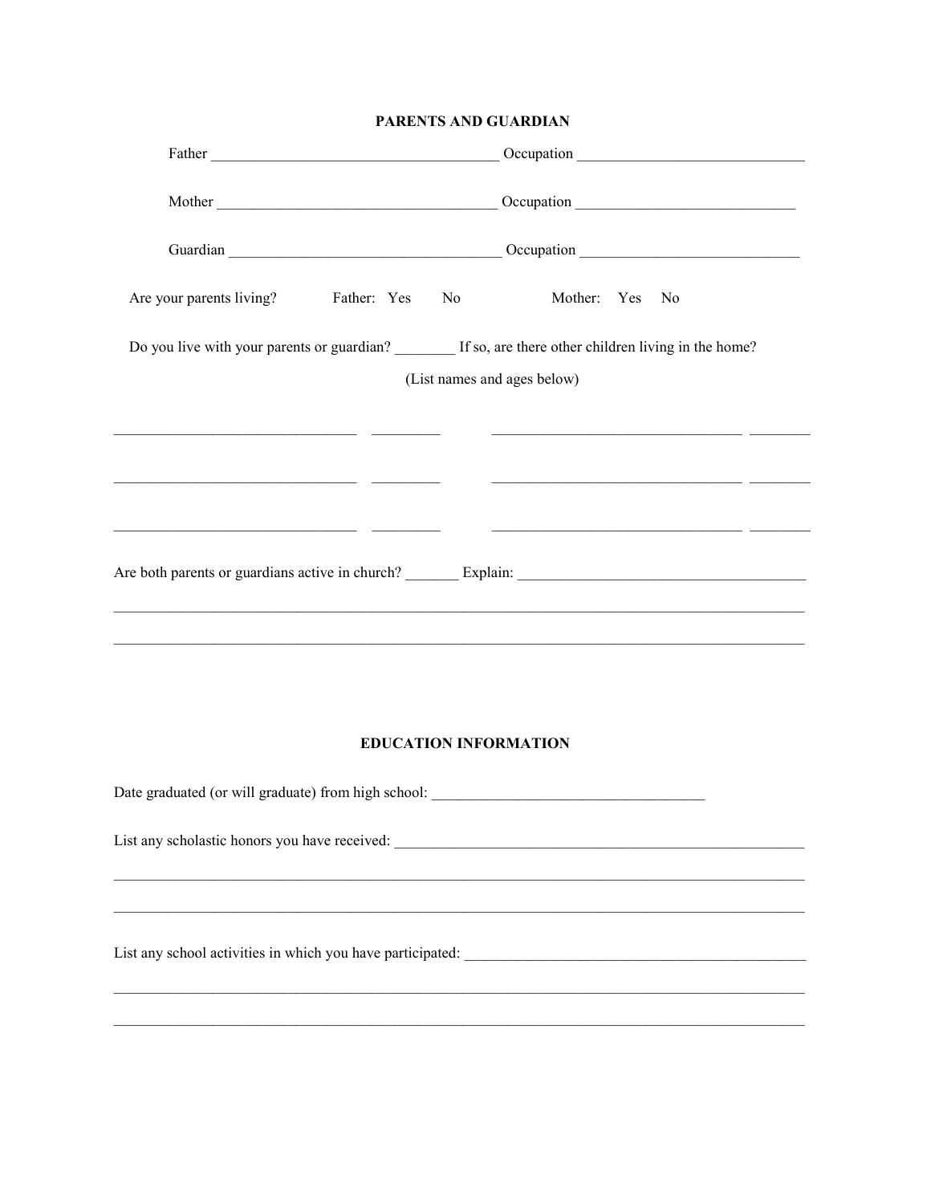## PARENTS AND GUARDIAN

Father ______________________________________ Occupation ______________________________

Mother ____________________________________ Occupation ____________________________

Guardian ___________________________________ Occupation ____________________________

Are your parents living? Father: Yes No Mother: Yes No

Do you live with your parents or guardian? ________ If so, are there other children living in the home?

(List names and ages below)

________________________________ _________ _________________________________ ________

________________________________ _________ _________________________________ ________

________________________________ _________ _________________________________ ________

Are both parents or guardians active in church? _______ Explain: ______________________________________

_____________________________________________________________________________________________

_____________________________________________________________________________________________

## EDUCATION INFORMATION

Date graduated (or will graduate) from high school: ____________________________________

List any scholastic honors you have received: ________________________________________________________

_____________________________________________________________________________________________

_____________________________________________________________________________________________

List any school activities in which you have participated: _______________________________________________

_____________________________________________________________________________________________

_____________________________________________________________________________________________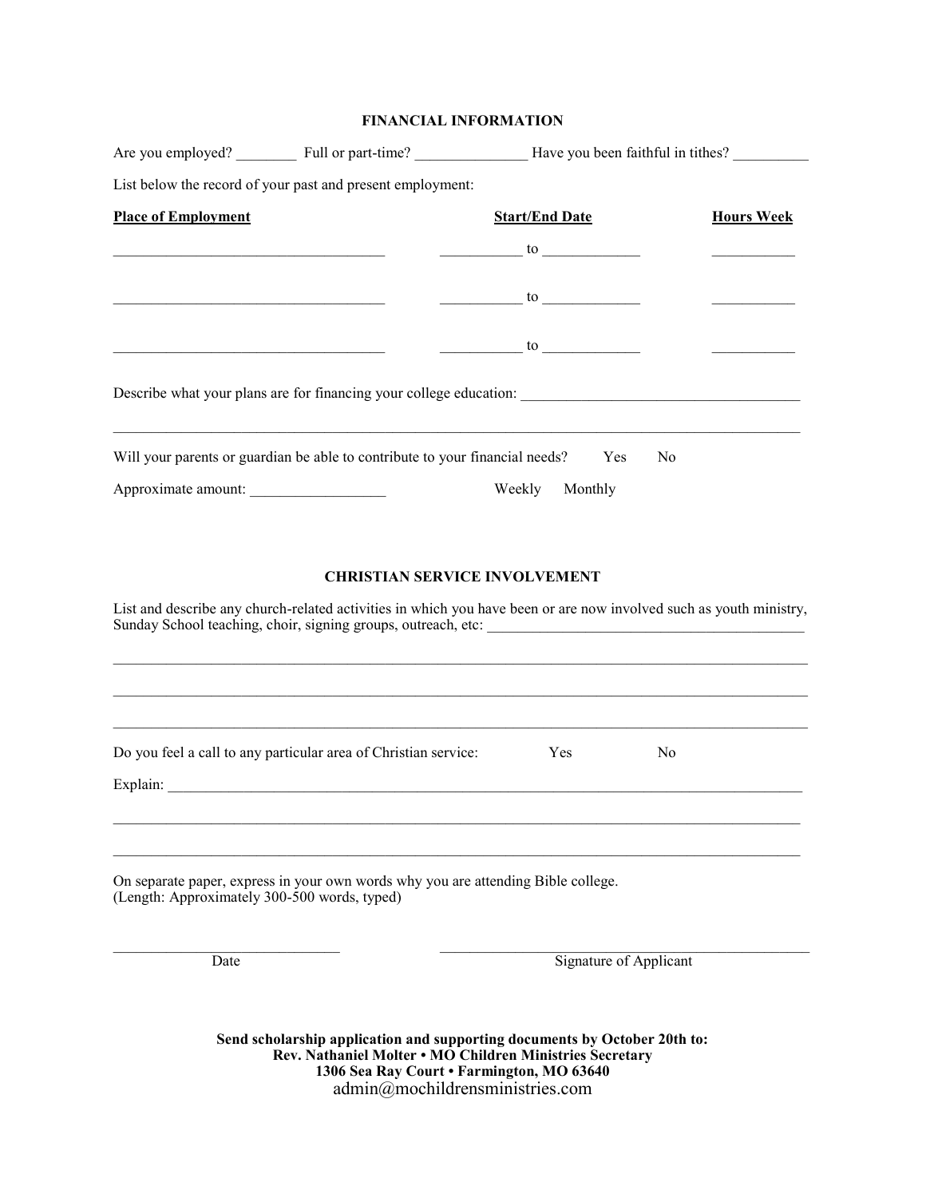## FINANCIAL INFORMATION

Are you employed? ________ Full or part-time? _______________ Have you been faithful in tithes? __________

List below the record of your past and present employment:

| **Place of Employment** | **Start/End Date** | **Hours Week** |
|---|---|---|
| ____________________________________ | ___________ to _____________ | ___________ |
| ____________________________________ | ___________ to _____________ | ___________ |
| ____________________________________ | ___________ to _____________ | ___________ |

Describe what your plans are for financing your college education: _____________________________________

_____________________________________________________________________________________________

Will your parents or guardian be able to contribute to your financial needs? Yes No

Approximate amount: __________________ Weekly Monthly

## CHRISTIAN SERVICE INVOLVEMENT

List and describe any church-related activities in which you have been or are now involved such as youth ministry, Sunday School teaching, choir, signing groups, outreach, etc: ___________________________________________

_____________________________________________________________________________________________

_____________________________________________________________________________________________

_____________________________________________________________________________________________

Do you feel a call to any particular area of Christian service: Yes No

Explain: _____________________________________________________________________________________

_____________________________________________________________________________________________

_____________________________________________________________________________________________

On separate paper, express in your own words why you are attending Bible college.
(Length: Approximately 300-500 words, typed)

_______________________________ Date

_______________________________________________ Signature of Applicant

**Send scholarship application and supporting documents by October 20th to:**
**Rev. Nathaniel Molter • MO Children Ministries Secretary**
**1306 Sea Ray Court • Farmington, MO 63640**
admin@mochildrensministries.com